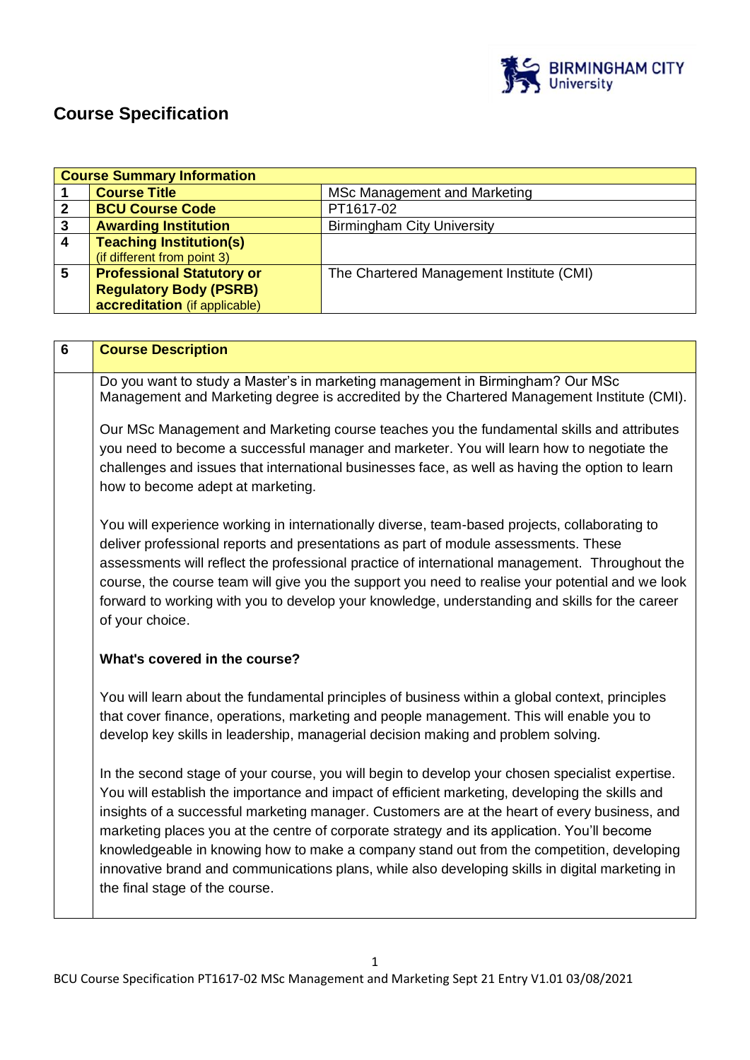# Course Specification

| Course Summary Information | | |
|---|---|---|
| 1 | **Course Title** | MSc Management and Marketing |
| 2 | **BCU Course Code** | PT1617-02 |
| 3 | **Awarding Institution** | Birmingham City University |
| 4 | **Teaching Institution(s)** (if different from point 3) | |
| 5 | **Professional Statutory or Regulatory Body (PSRB) accreditation** (if applicable) | The Chartered Management Institute (CMI) |

| 6 | **Course Description** |
|---|---|

Do you want to study a Master's in marketing management in Birmingham? Our MSc Management and Marketing degree is accredited by the Chartered Management Institute (CMI).

Our MSc Management and Marketing course teaches you the fundamental skills and attributes you need to become a successful manager and marketer. You will learn how to negotiate the challenges and issues that international businesses face, as well as having the option to learn how to become adept at marketing.

You will experience working in internationally diverse, team-based projects, collaborating to deliver professional reports and presentations as part of module assessments. These assessments will reflect the professional practice of international management. Throughout the course, the course team will give you the support you need to realise your potential and we look forward to working with you to develop your knowledge, understanding and skills for the career of your choice.

**What's covered in the course?**

You will learn about the fundamental principles of business within a global context, principles that cover finance, operations, marketing and people management. This will enable you to develop key skills in leadership, managerial decision making and problem solving.

In the second stage of your course, you will begin to develop your chosen specialist expertise. You will establish the importance and impact of efficient marketing, developing the skills and insights of a successful marketing manager. Customers are at the heart of every business, and marketing places you at the centre of corporate strategy and its application. You'll become knowledgeable in knowing how to make a company stand out from the competition, developing innovative brand and communications plans, while also developing skills in digital marketing in the final stage of the course.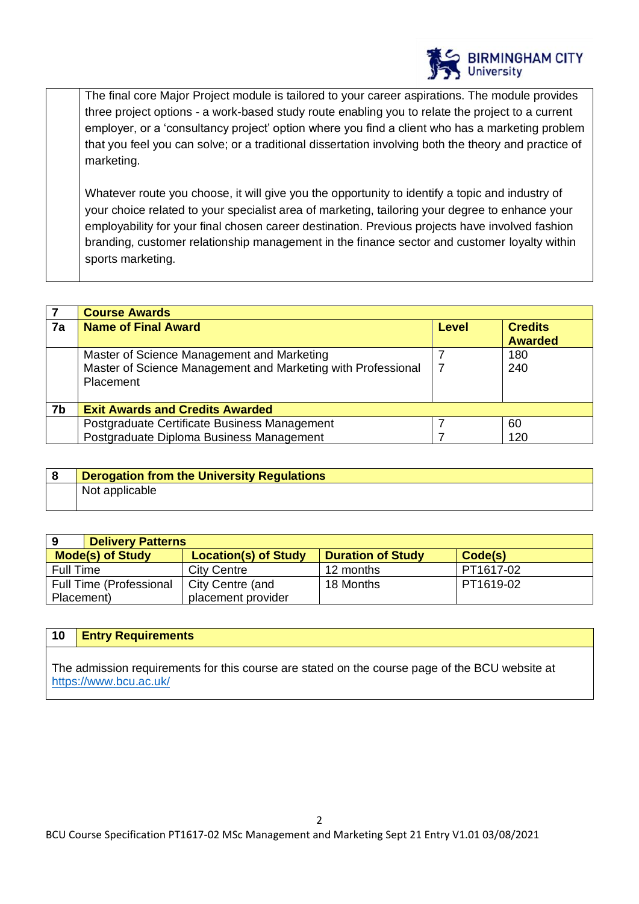The final core Major Project module is tailored to your career aspirations. The module provides three project options - a work-based study route enabling you to relate the project to a current employer, or a 'consultancy project' option where you find a client who has a marketing problem that you feel you can solve; or a traditional dissertation involving both the theory and practice of marketing.

Whatever route you choose, it will give you the opportunity to identify a topic and industry of your choice related to your specialist area of marketing, tailoring your degree to enhance your employability for your final chosen career destination. Previous projects have involved fashion branding, customer relationship management in the finance sector and customer loyalty within sports marketing.

| 7 | Course Awards | | |
|---|---|---|---|
| 7a | **Name of Final Award** | **Level** | **Credits Awarded** |
| | Master of Science Management and Marketing<br>Master of Science Management and Marketing with Professional Placement | 7<br>7 | 180<br>240 |
| 7b | **Exit Awards and Credits Awarded** | | |
| | Postgraduate Certificate Business Management<br>Postgraduate Diploma Business Management | 7<br>7 | 60<br>120 |

| 8 | Derogation from the University Regulations |
|---|---|
| | Not applicable |

| 9 Delivery Patterns | | | |
|---|---|---|---|
| **Mode(s) of Study** | **Location(s) of Study** | **Duration of Study** | **Code(s)** |
| Full Time | City Centre | 12 months | PT1617-02 |
| Full Time (Professional Placement) | City Centre (and placement provider | 18 Months | PT1619-02 |

| 10 | Entry Requirements |
|---|---|
| | The admission requirements for this course are stated on the course page of the BCU website at https://www.bcu.ac.uk/ |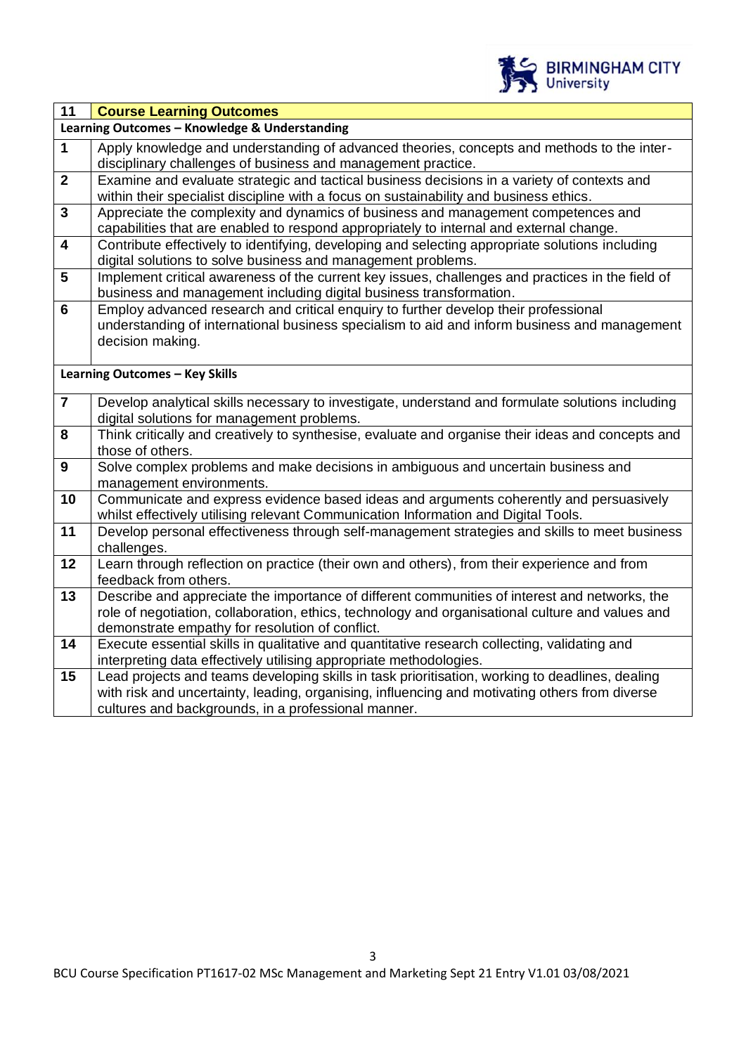| 11 | **Course Learning Outcomes** |
|---|---|
| **Learning Outcomes – Knowledge & Understanding** | |
| 1 | Apply knowledge and understanding of advanced theories, concepts and methods to the inter-disciplinary challenges of business and management practice. |
| 2 | Examine and evaluate strategic and tactical business decisions in a variety of contexts and within their specialist discipline with a focus on sustainability and business ethics. |
| 3 | Appreciate the complexity and dynamics of business and management competences and capabilities that are enabled to respond appropriately to internal and external change. |
| 4 | Contribute effectively to identifying, developing and selecting appropriate solutions including digital solutions to solve business and management problems. |
| 5 | Implement critical awareness of the current key issues, challenges and practices in the field of business and management including digital business transformation. |
| 6 | Employ advanced research and critical enquiry to further develop their professional understanding of international business specialism to aid and inform business and management decision making. |
| **Learning Outcomes – Key Skills** | |
| 7 | Develop analytical skills necessary to investigate, understand and formulate solutions including digital solutions for management problems. |
| 8 | Think critically and creatively to synthesise, evaluate and organise their ideas and concepts and those of others. |
| 9 | Solve complex problems and make decisions in ambiguous and uncertain business and management environments. |
| 10 | Communicate and express evidence based ideas and arguments coherently and persuasively whilst effectively utilising relevant Communication Information and Digital Tools. |
| 11 | Develop personal effectiveness through self-management strategies and skills to meet business challenges. |
| 12 | Learn through reflection on practice (their own and others), from their experience and from feedback from others. |
| 13 | Describe and appreciate the importance of different communities of interest and networks, the role of negotiation, collaboration, ethics, technology and organisational culture and values and demonstrate empathy for resolution of conflict. |
| 14 | Execute essential skills in qualitative and quantitative research collecting, validating and interpreting data effectively utilising appropriate methodologies. |
| 15 | Lead projects and teams developing skills in task prioritisation, working to deadlines, dealing with risk and uncertainty, leading, organising, influencing and motivating others from diverse cultures and backgrounds, in a professional manner. |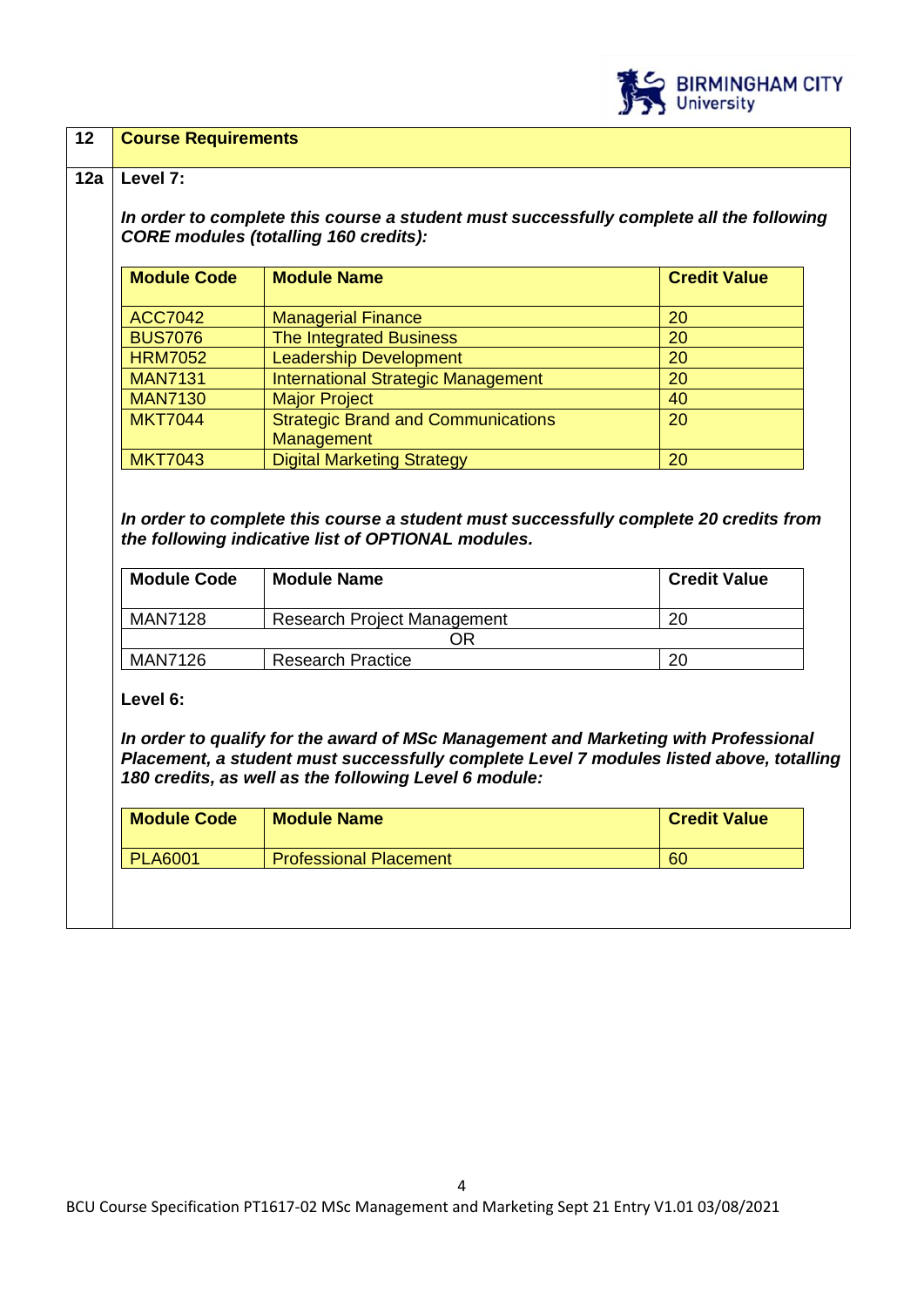## 12 Course Requirements

### 12a Level 7:

***In order to complete this course a student must successfully complete all the following CORE modules (totalling 160 credits):***

| Module Code | Module Name | Credit Value |
|---|---|---|
| ACC7042 | Managerial Finance | 20 |
| BUS7076 | The Integrated Business | 20 |
| HRM7052 | Leadership Development | 20 |
| MAN7131 | International Strategic Management | 20 |
| MAN7130 | Major Project | 40 |
| MKT7044 | Strategic Brand and Communications Management | 20 |
| MKT7043 | Digital Marketing Strategy | 20 |

***In order to complete this course a student must successfully complete 20 credits from the following indicative list of OPTIONAL modules.***

| Module Code | Module Name | Credit Value |
|---|---|---|
| MAN7128 | Research Project Management | 20 |
| | OR | |
| MAN7126 | Research Practice | 20 |

**Level 6:**

***In order to qualify for the award of MSc Management and Marketing with Professional Placement, a student must successfully complete Level 7 modules listed above, totalling 180 credits, as well as the following Level 6 module:***

| Module Code | Module Name | Credit Value |
|---|---|---|
| PLA6001 | Professional Placement | 60 |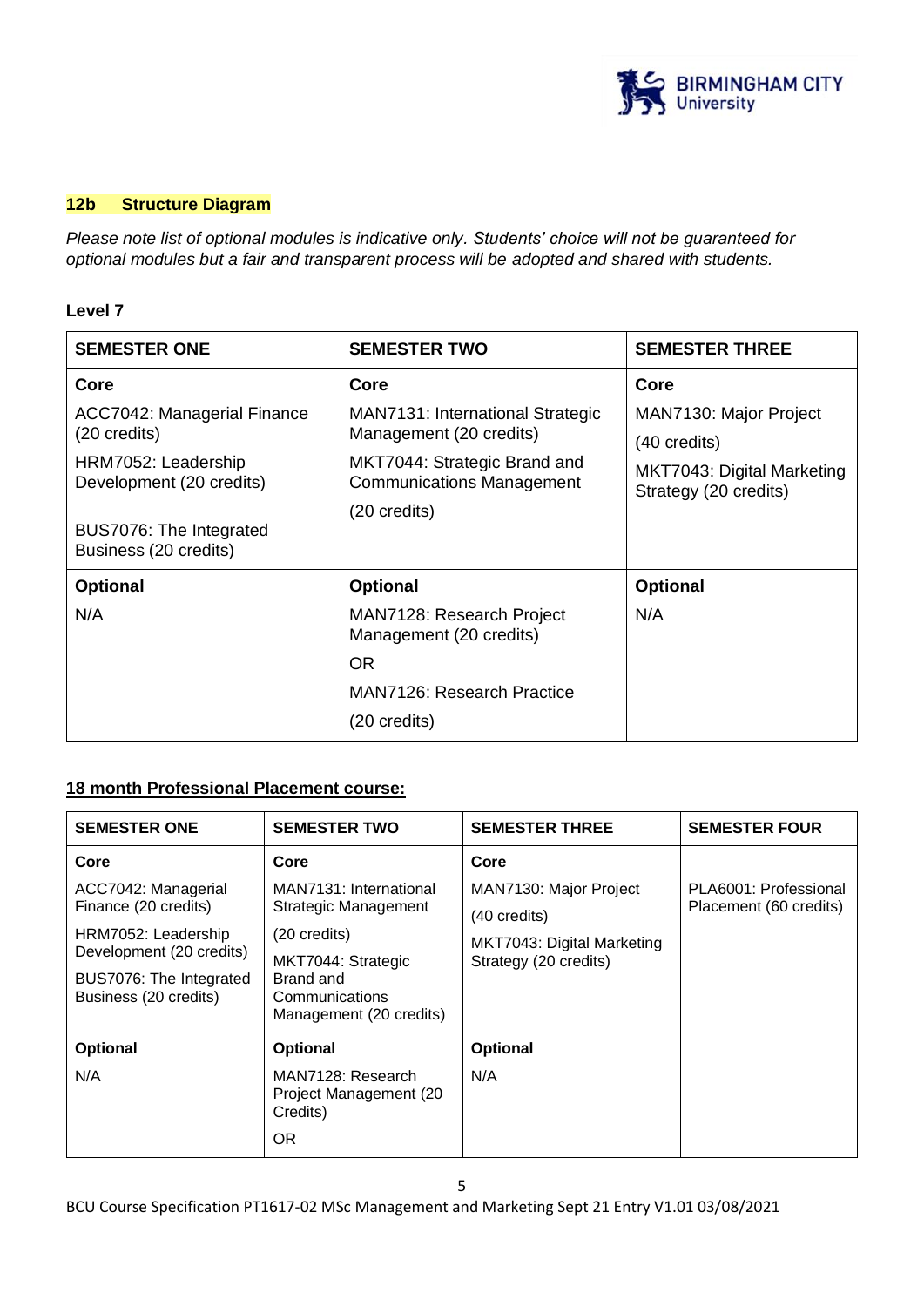## 12b Structure Diagram

*Please note list of optional modules is indicative only. Students' choice will not be guaranteed for optional modules but a fair and transparent process will be adopted and shared with students.*

**Level 7**

| SEMESTER ONE | SEMESTER TWO | SEMESTER THREE |
|---|---|---|
| **Core**<br>ACC7042: Managerial Finance (20 credits)<br>HRM7052: Leadership Development (20 credits)<br>BUS7076: The Integrated Business (20 credits) | **Core**<br>MAN7131: International Strategic Management (20 credits)<br>MKT7044: Strategic Brand and Communications Management<br>(20 credits) | **Core**<br>MAN7130: Major Project<br>(40 credits)<br>MKT7043: Digital Marketing Strategy (20 credits) |
| **Optional**<br>N/A | **Optional**<br>MAN7128: Research Project Management (20 credits)<br>OR<br>MAN7126: Research Practice<br>(20 credits) | **Optional**<br>N/A |

### 18 month Professional Placement course:

| SEMESTER ONE | SEMESTER TWO | SEMESTER THREE | SEMESTER FOUR |
|---|---|---|---|
| **Core**<br>ACC7042: Managerial Finance (20 credits)<br>HRM7052: Leadership Development (20 credits)<br>BUS7076: The Integrated Business (20 credits) | **Core**<br>MAN7131: International Strategic Management<br>(20 credits)<br>MKT7044: Strategic Brand and Communications Management (20 credits) | **Core**<br>MAN7130: Major Project<br>(40 credits)<br>MKT7043: Digital Marketing Strategy (20 credits) | PLA6001: Professional Placement (60 credits) |
| **Optional**<br>N/A | **Optional**<br>MAN7128: Research Project Management (20 Credits)<br>OR | **Optional**<br>N/A | |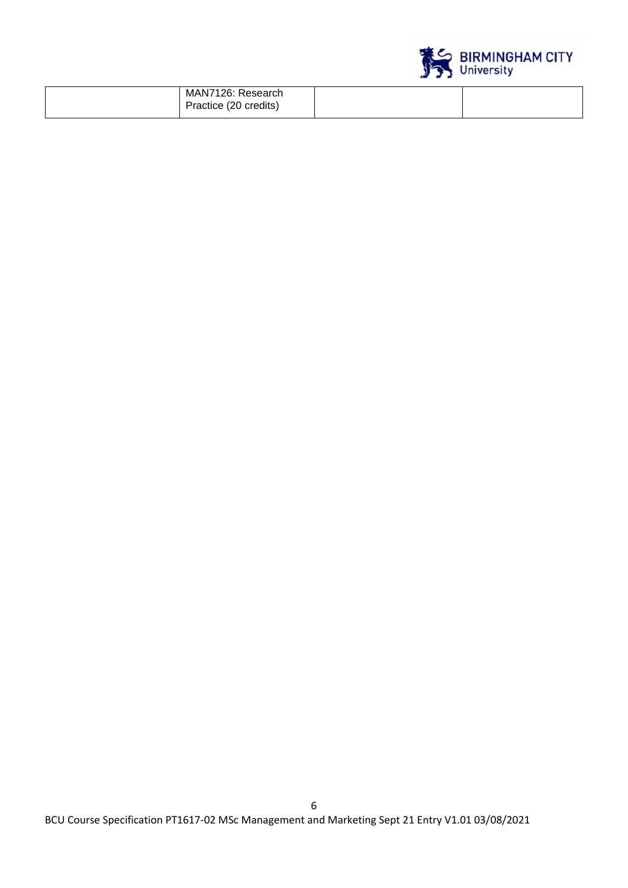| | MAN7126: Research Practice (20 credits) | | |
|---|---|---|---|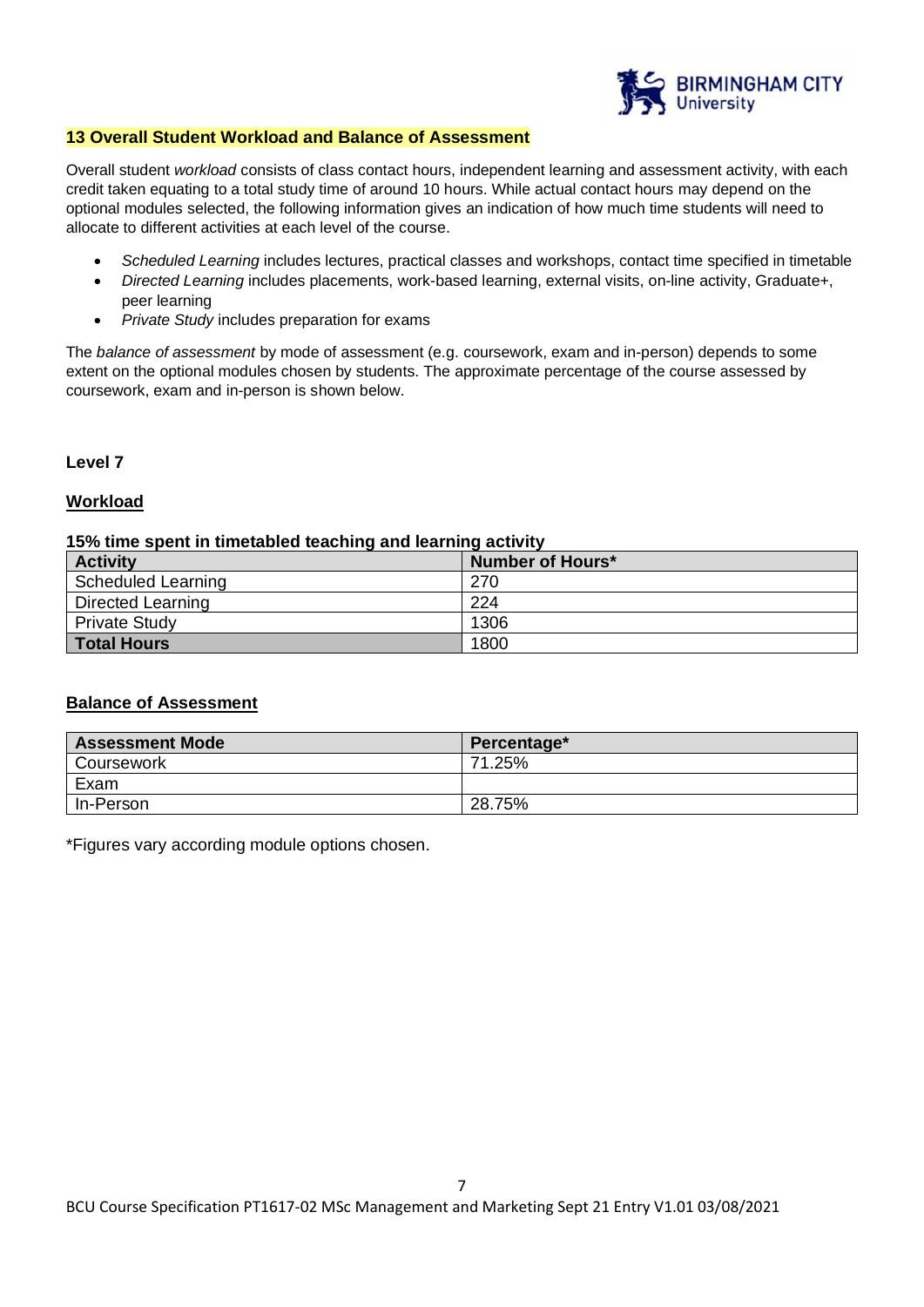## 13 Overall Student Workload and Balance of Assessment

Overall student *workload* consists of class contact hours, independent learning and assessment activity, with each credit taken equating to a total study time of around 10 hours. While actual contact hours may depend on the optional modules selected, the following information gives an indication of how much time students will need to allocate to different activities at each level of the course.

- *Scheduled Learning* includes lectures, practical classes and workshops, contact time specified in timetable
- *Directed Learning* includes placements, work-based learning, external visits, on-line activity, Graduate+, peer learning
- *Private Study* includes preparation for exams

The *balance of assessment* by mode of assessment (e.g. coursework, exam and in-person) depends to some extent on the optional modules chosen by students. The approximate percentage of the course assessed by coursework, exam and in-person is shown below.

### Level 7

#### Workload

**15% time spent in timetabled teaching and learning activity**

| Activity | Number of Hours* |
|---|---|
| Scheduled Learning | 270 |
| Directed Learning | 224 |
| Private Study | 1306 |
| **Total Hours** | 1800 |

#### Balance of Assessment

| Assessment Mode | Percentage* |
|---|---|
| Coursework | 71.25% |
| Exam | |
| In-Person | 28.75% |

*Figures vary according module options chosen.